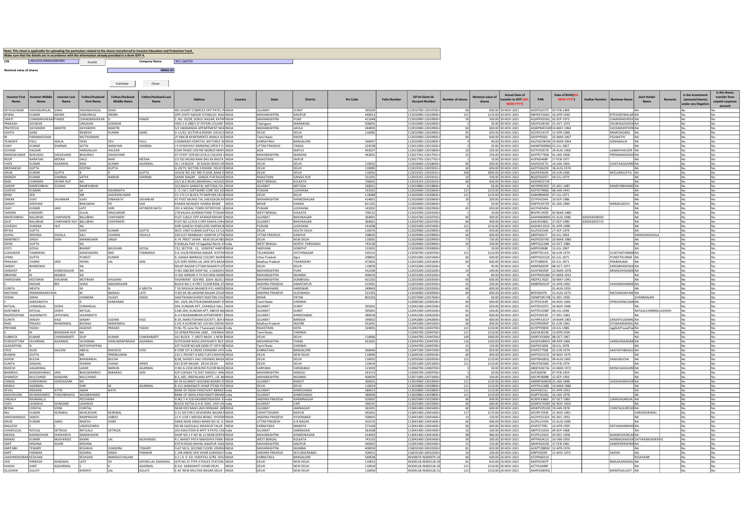**Note: This sheet is applicable for uploading the particulars related to the shares transferred to Investor Education and Protection Fund.**
**Make sure that the details are in accordance with the information already provided in e-form IEPF-4.**

CIN: L40101DL1969GOI005095 | Prefill | Company Name: REC LIMITED

Nominal value of shares: 98960.00

Validate | Clear

| Investor First Name | Investor Middle Name | Investor Last Name | Father/Husband First Name | Father/Husband Middle Name | Father/Husband Last Name | Address | Country | State | District | Pin Code | Folio Number | DP Id-Client Id-Account Number | Number of shares | Nominal value of shares | Actual Date of transfer to IEPF (DD-MON-YYYY) | PAN | Date of Birth(DD-MON-YYYY) | Aadhar Number | Nominee Name | Joint Holder Name | Remarks | Is the Investment (amount/shares) under any litigation | Is the shares transfer from unpaid suspense account |
|---|---|---|---|---|---|---|---|---|---|---|---|---|---|---|---|---|---|---|---|---|---|---|---|
| HETALKUMAR | HASHMUKHLAL | SHAH | HASHMUKHLAL | SHAH | | 401 DHARTI COMPLEX OPP PATEL P | INDIA | GUJARAT | SURAT | 395009 | | C12010700-12010700- | 60 | 600.00 | 30-NOV-2021 | AGSPS1657D | 03-FEB-1969 | | | NA | | No | No |
| KEWAL | KUMAR | ARORA | SARDARILAL | ARORA | | OPP CHOTI MASJID SITABULDI NAG | INDIA | MAHARASHTRA | NAGPUR | 440012 | | C12010900-12010900- | 121 | 1210.00 | 30-NOV-2021 | ABHPA7026Q | 16-APR-1943 | | RITESHKEWALAR | NA | | No | No |
| SWATI | CHANDRASHEKAR | PANDE | CHANDRASHEKAR | D | PANDE | S. NO. 93/58, GOKUL NAGAR, KATR | INDIA | MAHARASHTRA | PUNE | 411048 | | C12010900-12010900- | 50 | 500.00 | 30-NOV-2021 | AQHPP6559Q | 02-SEP-1973 | | CHANDRASHEKH | NA | | No | No |
| PRAKASH | GOGIKAR | | LINGAIAN | GOGIKAR | | HNO.2-6-288/1 ST PETERS COLONY | INDIA | Telangana | WARANGAL | 506001 | | C12010900-12010900- | 2 | 20.00 | 30-NOV-2021 | AKOPG2819D | 25-OCT-1975 | | SHUBHAGOGIKAR | NA | | No | No |
| PRATEEVA | DAYANIDHI | MANTRI | DAYANIDHI | MANTRI | | S/2 SWANANDA APPARTMENT NEA | INDIA | MAHARASHTRA | AKOLA | 444005 | | C12010900-12010900- | 60 | 600.00 | 30-NOV-2021 | AQWPM4534H | 14-MAY-1964 | | DAYANIDHIPURN | NA | | No | No |
| SAVITA | GARG | | RAMESH | KUMAR | GARG | D-11/63, SECTOR-8 ROHINI DELHI D | INDIA | DELHI | DELHI | 110085 | | C12010900-12010900- | 65 | 650.00 | 30-NOV-2021 | ACDPG1417E | 15-APR-1966 | | RAMESHGARG | NA | | No | No |
| M | PARAMASIVAM | | MUTHURAMU | | | 2F KMCJB APARTMENTS AMALA SCH | INDIA | Tamil Nadu | ERODE | | | C12010900-12010900- | 60 | 600.00 | 30-NOV-2021 | AEKPP9582L | 20-MAR-1967 | | PSUMATHI | NA | | No | No |
| TEJINDER | PAUL | WALIA | YASH | DEV | PAUL | COMMAND HOSPITAL AIR FORCE AG | INDIA | KARNATAKA | BANGALORE | 560007 | | C12010900-12010900- | 4 | 40.00 | 30-NOV-2021 | AALPW2965M | 29-MAR-1964 | | SONAWALIA | NA | | No | No |
| VIJAY | KUMAR | SHARMA | SATYA | NARAYAN | SHARMA | J P AYODHYAY GRINDING OPER P O | INDIA | UTTAR PRADESH | TANDA | 224238 | | C12013200-12013200- | 2 | 20.00 | 30-NOV-2021 | AWWPS6098Q | 25-JUL-1967 | | | NA | | No | No |
| GOVIND | HALDAR | | HARIVALLAH | HALDAR | | ESAR TRADE CENTRE MOROD MAPU | INDIA | GOA | MAPUS | 403507 | | C12015800-12015800- | 10 | 100.00 | 30-NOV-2021 | ACFPH5057B | 29-AUG-1969 | | LABANYHALDER | NA | | No | No |
| MANOJKUMAR | BHAURAO | DAIGAVANE | BHAURAO | DAIGAVANE | | AT STAFF QTR.NO.07,B.D.COLLEGE | INDIA | MAHARASHTRA | WARDHA | 442001 | | C12017501-12017501- | 25 | 250.00 | 30-NOV-2021 | AAYPD7790A | 01-JAN-1968 | | PREMAMANOJDA | NA | | No | No |
| ROOP | NARAYAN | MEENA | DALU | RAM | MEENA | CO 532 MUNSI RAM DAS KA RASTA | INDIA | RAJASTHAN | JAIPUR | | | C12017701-12017701- | 1 | 10.00 | 30-NOV-2021 | ALIPM3468P | 17-FEB-1977 | | | NA | | No | No |
| VIVEK | KUMAR | AGARWAL | RAM | KUMAR | AGARWAL | 30 / 14 BLOCK - 30 DAKSH ROAD VIS | INDIA | DELHI | DELHI | 110032 | | C12018600-12018600- | 60 | 600.00 | 30-NOV-2021 | AAIPA5417D | 14-JAN-1964 | | SUNITAAGGARW | NA | | No | No |
| MEENAKSHI | GUPTA | | DEEPAK | GUPTA | | G-29/73, SECTOR-3 ROHINI DELHI D | INDIA | DELHI | DELHI | 110085 | | C12019101-12019101- | 60 | 600.00 | 30-NOV-2021 | AGFPG3625E | 18-AUG-1974 | | | NA | | No | No |
| ARUN | KUMAR | GUPTA | B | R | GUPTA | HOUSE NO.192 3RD FLOOR, BANK E | INDIA | DELHI | DELHI | 110092 | | C12019101-12019101- | 200 | 2000.00 | 30-NOV-2021 | AAJPG4363R | 24-JUN-1965 | | NEELAMGUPTA | NA | | No | No |
| MANISH | KUMAR | SHARMA | SATYA | NARAIN | SHARMA | SAINIK NAGAR , GANGA PUR RAJAS | INDIA | RAJASTHAN | GANGA PUR | 322201 | | C12019101-12019101- | 10 | 100.00 | 30-NOV-2021 | BQQPS5697J | 04-JUL-1979 | | | NA | | No | No |
| RAM | CHANDRA | DEORA HUF | NA | | | 33/1,N.S.ROAD (MARSHALL HOUSE) | INDIA | WEST BENGAL | KOLKATA | 700001 | | C12019103-12019103- | 60 | 600.00 | 30-NOV-2021 | AADHR2572R | | | | NA | | No | No |
| SANDIP | RAMESHBHAI | SUDANI | RAMESHBHAI | | | 322,NAVU GAMATAL, METODA,TAL | INDIA | GUJARAT | METODA | 360021 | | C12019800-12019800- | 6 | 60.00 | 30-NOV-2021 | AKHPR0592D | 25-DEC-1987 | | RAMESHBHAIMO | NA | | No | No |
| SUDESH | KUMARI | | SH | KIDARNATH | | C- O J M C SOFTWARE CORP 201 SO | INDIA | PUNJAB | LUDHIANA | 141001 | | C12020600-12020600- | 121 | 1210.00 | 30-NOV-2021 | AGFPK7998G | 08-JAN-1945 | | | NA | | No | No |
| BHIM | SEN | | MR | JAGDISHKUMAR | | CV-172 CV BLOCK PITAMPURA DELH | INDIA | DELHI | DELHI | 110088 | | C12020600-12020600- | 121 | 1210.00 | 30-NOV-2021 | AABHB9469Q | 07-JUL-1971 | | | NA | | No | No |
| ONKAR | VIJAY | SAVARKAR | VIJAY | DINANATH | SAVARKAR | AT POST MUNGI TAL SHEVGAON AH | INDIA | MAHARASHTRA | AHMEDNAGAR | 414001 | | C12020600-12020600- | 20 | 200.00 | 30-NOV-2021 | CEFPS4354N | 10-SEP-1986 | | | NA | | No | No |
| SANJAY | SHEKHAR | | BHAGWAN | PD | SAH | KHARIA MUNGER KHARIA BIHAR | INDIA | BIHAR | KHARIA | 811201 | | C12020600-12020600- | 5 | 50.00 | 30-NOV-2021 | CMPPS3472R | 01-JAN-1984 | | NIRMALADEVI | NA | | No | No |
| VIJAY | KUMAR | JAIN | LATE | SHRI | JATINDER NATH | 201 A MODAL TOWN EXTENTION LU | INDIA | PUNJAB | LUDHIANA | 141001 | | C12022900-12022900- | 65 | 650.00 | 30-NOV-2021 | ACCPK4549A | | | | NA | | No | No |
| TANDRA | KANDARY | | DULAL | MAJUMDAR | | 278 KALIKA ASHRAM PARA TITAGAR | INDIA | WEST BENGAL | KOLKATA | 700131 | | C12024200-12024200- | 1 | 10.00 | 30-NOV-2021 | BHVPK1459E | 02-MAR-1980 | | | NA | | No | No |
| MAHESHBHAI | BALUBHAI | CHAPANERI | BALUBHAI | CHAPANERI | | PLOT 1181/C OPP APANGPARIVAR S | INDIA | GUJARAT | BHAVNAGAR | 364001 | | C12024700-12024700- | 40 | 400.00 | 30-NOV-2021 | AAHHM6896H | 31-AUG-1986 | XXXXXXXX8505 | | NA | | No | No |
| DILIP | BALUBHAI | CHAPANERI HUF | BALUBHAI | CHAPANERI | | PLOT NO 1176 B 3 OPP KANYA CHH | INDIA | GUJARAT | BHAVNAGAR | 364001 | | C12024700-12024700- | 40 | 400.00 | 30-NOV-2021 | AAEHD5485L | 27-SEP-1990 | XXXXXXXX5715 | | NA | | No | No |
| LOVKESH | KHANNA | HUF | NA | | | SHRI GANESH JEWELLERS SARFAN B | INDIA | PUNJAB | LUDHIANA | 141008 | | C12025400-12025400- | 121 | 1210.00 | 30-NOV-2021 | AADHK1191D | 01-APR-1998 | | | NA | | No | No |
| RITIKA | GUPTA | | VINIT | KUMAR | GUPTA | W/O: VINIT KUMAR GUPTA,K 13 S,S | INDIA | DELHI | SOUTH DELHI | 110076 | | C12029900-12029900- | 65 | 650.00 | 30-NOV-2021 | ALUPS2554G | 17-SEP-1979 | | | NA | | No | No |
| GOPAL | KRISHNA | SHUKLA | KALI | CHARAN | SHUKLA | 104 A/27 RAMBAGH KANPUR UTTA | INDIA | UTTAR PRADESH | KANPUR | 208005 | | C12029900-12029900- | 60 | 600.00 | 30-NOV-2021 | ABSPS6427J | 03-JUL-1964 | | | MANISHASHUKLA | | No | No |
| MANPREET | SINGH | GHAI | MANMOHAN | SINGH | | A 74 PREET VIHAR NEW DELHI NEW | INDIA | DELHI | NEW DELHI | 110092 | | C12029900-12029900- | 73 | 730.00 | 30-NOV-2021 | AHZPG5974D | 20-MAR-1980 | | | NA | | No | No |
| DIPAK | GUPTA | | NA | | | 9 Shibtala Path 19 Jagaddal North 24 | India | WEST BENGAL | NORTH PARGANAS | 743128 | | C12029900-12029900- | 20 | 200.00 | 30-NOV-2021 | ARPPG2228N | 22-OCT-1986 | | | NA | | No | No |
| JYOTI | GOYAL | | BHARAT | BHUSHAN | GOYAL | 722, SECTOR - 12, SONEPAT HARYA | INDIA | HARYANA | SONEPAT | 131001 | | C12030000-12030000- | 1 | 10.00 | 30-NOV-2021 | AJRPG5968K | 12-JUL-1987 | | | NA | | No | No |
| SUDHAKAR | TAMMANA | | KAMESWARA | RAO | TAMMANA | 5-6-131/B KRISHNA NAGAR JYOTHI | INDIA | TELANGANA | JYOTHINAGAR | 505215 | | C12030700-12030700- | 121 | 1210.00 | 30-NOV-2021 | AEBPT9511N | 30-JUN-1974 | | SUJATHATAMMA | NA | | No | No |
| UPMA | GUPTA | | PUNEET | KUMAR | | 9, GANGA BARRAGE COLONY NAWA | INDIA | Uttar Pradesh | Agra | 208002 | | C12031400-12031400- | 60 | 600.00 | 30-NOV-2021 | AMYPG0312K | 01-JUL-1975 | | PUNEETKUMAR | NA | | No | No |
| PRAKASH | CHAND | JAIN | HEERA | LAL | JAIN | S/O SHRI HEERA LAL JAIN VPO BADA | INDIA | Madhya Pradesh | TIKAMGARH | 472001 | | C12031600-12031600- | 60 | 600.00 | 30-NOV-2021 | AFTPJ9805N | 02-JUL-1971 | | PRABHAJAIN | NA | | No | No |
| SANJAY | BHARDWAJ | | NA | | | MILAP NAGAR UTTAM NAGAR PLOT | INDIA | DELHI | DELHI | 110059 | | C12033200-12033200- | 4 | 40.00 | 30-NOV-2021 | AKNPB2859F | 08-OCT-1973 | | SAROJBHARDWA | NA | | No | No |
| SANDEEP | | KONDHALKAR | NA | | | H NO 308/309 SHOP NO -2 SANGHVI | INDIA | MAHARASHTRA | PUNE | 412206 | | C12033200-12033200- | 24 | 240.00 | 30-NOV-2021 | AOVPK8393P | 22-MAR-1978 | | MINAKSHISANDE | NA | | No | No |
| IBRAHIM | M | MAMSA | NA | | | III 302 HIMGIRI A TH KATARIA MARG | INDIA | MAHARASHTRA | MUMBAI | 400016 | | C12033200-12033200- | 8 | 80.00 | 30-NOV-2021 | AHYPM4328A | 07-MAR-1922 | | | NA | | No | No |
| HARKISHAN | MOTIRAM | KHILNANI | MOTIRAM | KHILNANI | | YASHWANT GOVIND JOSHI BLDG 1 | INDIA | MAHARASHTRA | DOMBIVALI | 421202 | | C12033500-12033500- | 60 | 600.00 | 30-NOV-2021 | ARZPK1782D | 30-MAY-1941 | | | NA | | No | No |
| S | MADAR | BEE | SHAIK | MADARSAHIB | | BLOCK NO C 4 FIRST FLOOR BSNL S | INDIA | ANDHRA PRADESH | ANANTAPUR | 515001 | | C12033500-12033500- | 25 | 250.00 | 30-NOV-2021 | AMBPB2021P | 15-APR-1950 | | SHAIKMOHAMM | NA | | No | No |
| SUNITA | MEHTA | | SH | N | K MEHTA | T 59 SHIVALIK NAGAR B H E L HARDV | INDIA | UTTARAKHAND | HARDWAR | 249403 | | C12033500-12033500- | 60 | 600.00 | 30-NOV-2021 | | 01-AUG-1955 | | | NA | | No | No |
| MATANGI | SRIMANNARAYANA | | M | BAIRAGI | LATE | H NO 04-38 LAKSHMI NAGAR COLO | INDIA | ANDHRA PRADESH | GUDIWADA | 521301 | | C12036900-12036900- | 60 | 600.00 | 30-NOV-2021 | BIZPS0047K | 22-AUG-1973 | | MATANGIJAYAM | NA | | No | No |
| VEENA | SINHA | | CHANDRA | VILASH | SINGH | SAKETDHAM SHANTI NIKETAN COL | INDIA | BIHAR | PATNA | 801503 | | C12037600-12037600- | 6 | 60.00 | 30-NOV-2021 | CMWPS0574B | 31-DEC-1956 | | | GYANRANJAN | | No | No |
| S | SARASWATHI | | S | SANKARAN | | NO. 10/4, MUTHUKUMARASAMY S | INDIA | Tamil Nadu | CHENNAI | | | C12040100-12040100- | 60 | 600.00 | 30-NOV-2021 | CCYPS5314R | 03-NOV-1961 | | SPRAVEENKUMA | NA | | No | No |
| RATILAL | CHIMANLAL | DOSHI | CHIMANLAL | | | 204, KUNDAN APT, CHANDLA GALI, | INDIA | GUJARAT | SURAT | 395001 | | C12041500-12041500- | 65 | 650.00 | 30-NOV-2021 | AHTPD1037C | 26-NOV-1940 | | | NA | | No | No |
| KANTABEN | RATILAL | DOSHI | RATILAL | | | 1330-204, KUNDAN APT, ABOVE BA | INDIA | GUJARAT | SURAT | 395001 | | C12041500-12041500- | 65 | 650.00 | 30-NOV-2021 | AHTPD1038P | 06-JUL-1948 | | | RATILALCHIMANLALDOSHI | | No | No |
| RADHESHYAM | JAGANNATH | JAYSHWAL | JAGANNATH | | | A-4-VISHWAMBHAR APPARTMENT S | INDIA | GUJARAT | AHMEDABAD | 380018 | | C12042200-12042200- | 60 | 600.00 | 30-NOV-2021 | ACDPJ5053D | 17-DEC-1963 | | | NA | | No | No |
| SUNITA | SANJAY | KALE | SANJAY | SUDAM | KALE | B-29, MARUTIDHAM SOCIETY, B/H F | INDIA | GUJARAT | BARODA | 390002 | | C12042800-12042800- | 60 | 600.00 | 30-NOV-2021 | AUHPK5351P | 14-MAR-1965 | | SANJAYSUDAMK | NA | | No | No |
| RAM | PRASAD | RAMANWAL | BHURAJI | RAMANWAL | | 1155 A SCHEME NO 114 NAI SADAK | INDIA | Madhya Pradesh | INDORE | 452001 | | C12043300-12043300- | 60 | 600.00 | 30-NOV-2021 | ACGPR5995P | 01-JUN-1962 | | SITARAMANWAL | NA | | No | No |
| PRIYANK | YADAV | | JAGDISH | PRASAD | YADAV | H.No 70, Lane No 7 Saraswati Colon | India | RAJASTHAN | KOTA | 324001 | | C12043700-12043700- | 121 | 1210.00 | 30-NOV-2021 | ACHPY9383K | 23-JUL-1986 | | JagdishPrasadYad | NA | | No | No |
| K | M | BHANDARI HUF | NA | | | 16 VENKATRAYAN LANE, CHENNAI | INDIA | Tamil Nadu | CHENNAI | | | C12044700-12044700- | 121 | 1210.00 | 30-NOV-2021 | AAEHK3023K | 13-APR-1939 | | | NA | | No | No |
| SUBRATA | KUMAR | CHAKRABARTI | DILIP | KUMAR | CHAKRABARTI | 161 BLOCK - F ,MOTI BAGH -1 NEW | INDIA | DELHI | DELHI | 110066 | | C12044700-12044700- | 100 | 1000.00 | 30-NOV-2021 | AIMPC4336M | 08-OCT-1967 | | | NA | | No | No |
| PURSHOTTAM | SAVARMAL | AGARWAL | SAVARMAL | HANUMANPRASAD | AGARWAL | GOTEGHAR ROAD,SHIVSHAKTI RICE | INDIA | MAHARASHTRA | THANE | 421601 | | C12044700-12044700- | 116 | 1160.00 | 30-NOV-2021 | AAQPA3845H | 08-APR-1966 | | VARSHANAAGRA | NA | | No | No |
| ALAGAPPAN | N | | NATCHIYAPPAN | | | 1ST FLOOR NO 8/8 62ND ST 10TH SE | INDIA | Tamil Nadu | CHENNAI | | | C12044700-12044700- | 15 | 150.00 | 30-NOV-2021 | AJAPA5185B | 18-JUL-1978 | | | NA | | No | No |
| SYED | SAJID | SALEEM | ABDUL | RASHEED | SYED | # 1599 1ST A CROSS CHANDRA LAYO | India | KARNATAKA | BANGALORE | 560040 | | C12047200-12047200- | 65 | 650.00 | 30-NOV-2021 | AYKPS7750B | 01-JUN-1974 | | SADIYATABASSU | NA | | No | No |
| RUMAN | GUPTA | | MR | PREMKUMAR | | 132-C POCKET-6 MIG FLATS MAYUR | INDIA | DELHI | NEW DELHI | 110096 | | C12049100-12049100- | 60 | 600.00 | 30-NOV-2021 | AHFPG5337G | 30-NOV-1975 | | | NA | | No | No |
| ASHOK | BUCHA | | BHAWARLAL | BUCHA | | B/38, SAHDEV GALI VISHWAS NAGA | INDIA | DELHI | DELHI | 110032 | | C12050500-12050500- | 121 | 1210.00 | 30-NOV-2021 | ADFPB4285Q | 09-AUG-1965 | | SANJUBUCHA | NA | | No | No |
| SUNITA | SINGHAL | | ISHWAR | CHAND | AIREN | 631-B SRI NAGAR DELHI DELHI | INDIA | DELHI | DELHI | 110034 | | C12051000-12051000- | 121 | 1210.00 | 30-NOV-2021 | ANUPS9266K | 24-FEB-1974 | | | NA | | No | No |
| RAKESH | AGGARWAL | | LAXMI | NARAIN | AGARWAL | H NO A-2158 GROUND FLOOR BACK | INDIA | HARYANA | FARIDABAD | 121003 | | C12060700-12060700- | 3 | 30.00 | 30-NOV-2021 | ABQPA3673A | 22-MAR-1972 | | MONICAAGGARW | NA | | No | No |
| BHIMRAO | BHAGWANRAO | JAIN | BHAGWANRAO | BABARAO | JAIN | A/P LOHGAV TQ DIST HINGOLI HING | INDIA | MAHARASHTRA | HINGOLI | 431513 | | C12069700-12069700- | 3 | 30.00 | 30-NOV-2021 | AIJPJ6005B | 07-FEB-1954 | | | NA | | No | No |
| DHANESH | MULCHAND | KANSARA | MULCHAND | | | B-3, 605, GREENLAND APPT., J.B. NA | INDIA | MAHARASHTRA | MUMBAI | 400059 | | C12071000-12071000- | 10 | 100.00 | 30-NOV-2021 | AHCPK5898B | 12-SEP-1956 | | | NA | | No | No |
| CHIRAG | SURESHBHAI | GHODASARA | NA | | | M-29 GUJARAT HOUSING BOARD ST | INDIA | GUJARAT | RAJKOT | 360001 | | C13019900-13019900- | 121 | 1210.00 | 30-NOV-2021 | AMMPG6681R | 25-JAN-1988 | | GHODASARASUR | NA | | No | No |
| MANOJ | AGARWAL | | SHRI | SK | AGARWAL | B-312 SARASWATI VIHAR PITAM PU | INDIA | DELHI | DELHI | 110034 | | C13020800-13020800- | 121 | 1210.00 | 30-NOV-2021 | AHYPA1248D | 14-MAR-1986 | | | NA | | No | No |
| KEVAL | KRISHAN | ATTRI | AMAR | NATH | | BANK OF INDIA PANCHVATI BRANC | India | GUJARAT | AHMEDABAD | 380015 | | C13020800-13020800- | 121 | 1210.00 | 30-NOV-2021 | AEKPR3151L | 01-APR-1953 | | | NA | | No | No |
| MAKHDUMA | MUNIRAHMED | PANCHBHAIYA | MUNIRAHMED | | | BANK OF INDIA,PANCHVATI BRANC | India | GUJARAT | AHMEDABAD | 380006 | | C13020800-13020800- | 121 | 1210.00 | 30-NOV-2021 | AOJPP3626G | 16-JAN-1978 | | | NA | | No | No |
| LINGALA | RAJAMALLU | | POCHAIAH | | | H.NO.7-4-318 KASHMEERGADDA KA | India | ANDHRA PRADESH | KARIMNAGAR | 505001 | | C13025900-13025900- | 60 | 600.00 | 30-NOV-2021 | ACWPL4380J | 07-OCT-1960 | | LSAROJASAROJA | NA | | No | No |
| VIJAY | LAHANVJI | GONDANE | LAHANVJI | | | BLOCK 34/716 G.H.B. GIDC, VAPI VA | India | GUJARAT | VAPI | 396191 | | C13025900-13025900- | 60 | 600.00 | 30-NOV-2021 | ACMPG7429D | 02-NOV-1954 | | | NA | | No | No |
| BEENA | CHINTAL | VORA | CHINTAL | | | NEAR DEV BAGH JAIN DERASAR JAM | INDIA | GUJARAT | JAMNAGAR | 361001 | | C13041400-13041400- | 60 | 600.00 | 30-NOV-2021 | ADWPV0532B | 19-JAN-1978 | | CHINTALSURESH | NA | | No | No |
| RAJ | KUMAR | KEJRIWAL | MURLIDHAR | KEJRIWAL | | D 22 SECTOR 5 DEVENDRA NAGAR R | INDIA | CHHATTISGARH | RAIPUR | 492001 | | C13041400-13041400- | 117 | 1170.00 | 30-NOV-2021 | AEOPK7393E | 21-NOV-1961 | | | SAROJKEJRIWAL | | No | No |
| HANUMANDAS | SABOO | | RAMPRASAD | SABOO | | 21 4 1139 1 MOOSA BOWLI HYDERA | INDIA | ANDHRA PRADESH | HYDERABAD | 500002 | | C13041400-13041400- | 13 | 130.00 | 30-NOV-2021 | ACOPH2532A | 05-DEC-1952 | | | NA | | No | No |
| ARUN | KUMAR | GARG | RAKESH | GARG | | SARAI NAIN SINGH WARD NO 16 G | INDIA | UTTAR PRADESH | G B NAGAR | 203135 | | C13041400-13041400- | 60 | 600.00 | 30-NOV-2021 | ALZPG1143N | 15-AUG-1985 | | | NA | | No | No |
| MALLESH | | | LINGEGOWDA | | | NO 86 SADOLALU MADDUR TALUK | INDIA | KARNATAKA | MANDYA | 571428 | | C13041400-13041400- | 60 | 600.00 | 30-NOV-2021 | AYKPS7709J | 10-APR-1955 | | RATHANAMMAD | NA | | No | No |
| CHANDULAL | RATILAL | DETROJA | RATILALD | DETROJA | | 202 ASHUTOSH B APPT 9 PATEL COL | India | GUJARAT | JAMNAGAR | 361008 | | C13041400-13041400- | 16 | 160.00 | 30-NOV-2021 | ABYPD1165A | 09-SEP-1968 | | | NA | | No | No |
| MEENA | NANDKISHOR | DHOKARIYA | NANDKISHOR | | | SHOP NO 1 P NO 46 12 NEAR DEEPA | INDIA | MAHARASHTRA | AHMEDNAGAR | 414003 | | C13041400-13041400- | 98 | 980.00 | 30-NOV-2021 | AFZPD2202D | 29-DEC-1958 | | NANDKISHORLA | NA | | No | No |
| MANAS | KUMAR | MUKHERJEE | KAMAL | LAL | MUKHERJEE | R C NANDY PATH MAHISHYA PARA | INDIA | WEST BENGAL | KOLKATA | 743155 | | C13041400-13041400- | 30 | 300.00 | 30-NOV-2021 | APFPM3412C | 10-JAN-1950 | | NARMADAMUKH | SATYAKIMUKHERJEE | | No | No |
| AMIT | KRISHNA | ASARE | KRISHNA | | | KOTHI ROAD MAHAL NAGPUR NAG | INDIA | MAHARASHTRA | NAGPUR | 440002 | | C13041400-13041400- | 15 | 150.00 | 30-NOV-2021 | ANHPA9226E | 17-FEB-1981 | | SAMEERKRISHNA | NA | | No | No |
| AMITABH | TEWARY | | KESHAVA | CHANDRA | TEWARY | FLAT NO 6, SECOND FLOOR, VISHNU | INDIA | MAHARASHTRA | MUMBAI | 400050 | | C16010100-16010100- | 81 | 810.00 | 30-NOV-2021 | ACAPT2080M | 12-APR-1974 | | | NA | | No | No |
| AMIT | PANWAR | | SESHRAJ | SINGH | PANWAR | C 104 AWHO VED VIHAR SUBHASH N | India | ANDHRA PRADESH | SECUNDERABAD | 500015 | | C16010100-16010100- | 10 | 100.00 | 30-NOV-2021 | AIRPP2659P | 11-NOV-1972 | | SAKSHI | NA | | No | No |
| LAKSHMISHOBHA | KESAVAN | | KESAVAN | RAMAKUCHALAM | | D 2 / 6 G ESI HOSPITAL QTRS DOUB | INDIA | KARNATAKA | BANGALORE | 560038 | | IN300118-IN300079-10 | 60 | 600.00 | 30-NOV-2021 | ATOPK8021D | | | | KESAVANR | | No | No |
| VED | PARKASH | KANDWAL | LATE | SH | SHYAM LAL KANDWAL | QTR NO 25 TYPE II POLICE STATION | INDIA | DELHI | NEW DELHI | 110052 | | IN300118-IN300118-10 | 81 | 810.00 | 26-NOV-2021 | AKXPK3367P | | | BIMLAKANDWAL | NA | | No | No |
| SHASHI | KANT | AGGARWAL | S | | AGARWAL | B 312 SARASWATI VIHAR DELHI | INDIA | DELHI | NEW DELHI | 110034 | | IN300118-IN300118-10 | 121 | 1210.00 | 26-NOV-2021 | ACTPA2648F | | | | NA | | No | No |
| GULSHAN | GULATI | | KHERATI | LAL | GULATI | E-42 NEW MULTAN NAGAR DELHI | INDIA | DELHI | NEW DELHI | 110056 | | IN300118-IN300118-11 | 121 | 1210.00 | 26-NOV-2021 | AAHPG5859Q | | | MAMTAGULATI | NA | | No | No |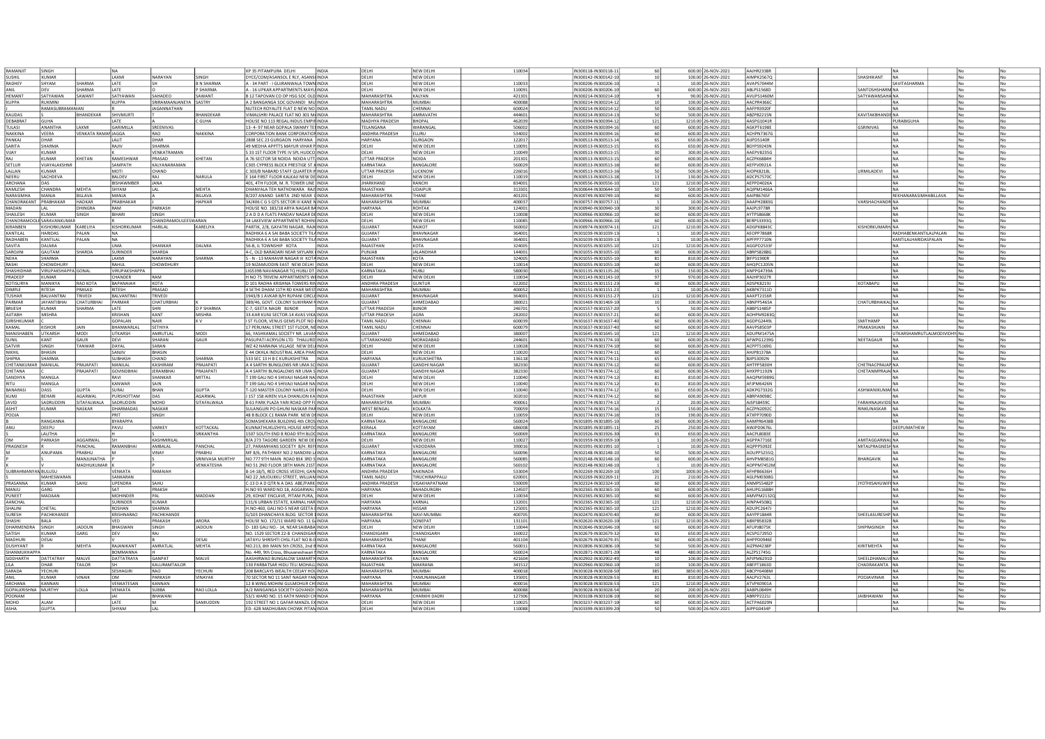| | | | | | | | | | | | | | | | | | | | | | |
|---|---|---|---|---|---|---|---|---|---|---|---|---|---|---|---|---|---|---|---|---|---|
| RAMANJIT | SINGH | | NA | | | XP 35 PITAMPURA DELHI | INDIA | DELHI | NEW DELHI | 110034 | IN300118-IN300118-11 | 60 | 600.00 | 26-NOV-2021 | AAIHR2338R | | | NA | | No | No |
| SUSHIL | KUMAR | | LAXMI | NARAYAN | SINGH | DYCE/COM/ASANSOL E RLY, ASANS | INDIA | DELHI | NEW DELHI | | IN300142-IN300142-10 | 10 | 100.00 | 26-NOV-2021 | AIMPK2567Q | | SHASHIKANT | NA | | No | No |
| RADHEY | SHYAM | SHARMA | LATE | SH | B N SHARMA | A - 34 PART - I GUJRANWALA TOWN | INDIA | DELHI | NEW DELHI | 110033 | IN300206-IN300206-10 | 1 | 10.00 | 26-NOV-2021 | AVAPS7044M | | | SAVITASHARMA | | No | No |
| ANIL | DEV | SHARMA | LATE | O | P SHARMA | A - 16 UPKAR APPARTMENTS MAYU | INDIA | DELHI | NEW DELHI | 110091 | IN300206-IN300206-10 | 60 | 600.00 | 26-NOV-2021 | ABLPS1568D | | SANTOSHSHARMA | NA | | No | No |
| HEMANT | SATYAWAN | SAWANT | SATYAWAN | SAHADEO | SAWANT | B 12 TAPOVAN CO OP HSG SOC OLD | INDIA | MAHARASHTRA | KALYAN | 421301 | IN300214-IN300214-10 | 9 | 90.00 | 26-NOV-2021 | AVUPS1460M | | SATYAWANSAHA | NA | | No | No |
| KUPPA | RUKMINI | | KUPPA | SRIRAMAANJANEYA | SASTRY | A 2 BANGANGA SOC GOVANDI MU | INDIA | MAHARASHTRA | MUMBAI | 400088 | IN300214-IN300214-12 | 10 | 100.00 | 26-NOV-2021 | AACPR4366C | | | NA | | No | No |
| J | RAMASUBRAMANIAN | | | JAGANNATHAN | | NUTECH ROYALITE FLAT D NEW NO | INDIA | TAMIL NADU | CHENNAI | 600024 | IN300214-IN300214-12 | 50 | 500.00 | 26-NOV-2021 | AAFPR3920F | | | NA | | No | No |
| KAUDAS | S | BHANDEKAR | SHIVMURTI | T | BHANDEKAR | VIMALSHRI PALACE FLAT NO 301 M | INDIA | MAHARASHTRA | AMRAVATHI | 444601 | IN300214-IN300214-13 | 50 | 500.00 | 26-NOV-2021 | ABZPB2215N | | KAVITAKBHANDE | NA | | No | No |
| DEBABRAT | GUHA | | LATE | A | C GUHA | HOUSE NO 113 REGAL INDUS EMPIR | INDIA | MADHYA PRADESH | BHOPAL | 462039 | IN300394-IN300394-12 | 121 | 1210.00 | 26-NOV-2021 | AASPG1041R | | | PURABIGUHA | | No | No |
| TULASI | ANANTHA | LAXMI | GARIMELLA | SREENIVAS | | 13- 4- 97 NEAR GOPALA SWAMY TE | INDIA | TELANGANA | WARANGAL | 506002 | IN300394-IN300394-16 | 60 | 600.00 | 26-NOV-2021 | AGKPT6198E | | GSRINIVAS | NA | | No | No |
| NAKKINA | VEERA | VENKATA RAMA | JAGGA | RAO | NAKKINA | CORPORATION BANK CORPORATION | INDIA | ANDHRA PRADESH | ELURU | 534002 | IN300394-IN300394-16 | 60 | 600.00 | 26-NOV-2021 | ACHPN7367G | | | NA | | No | No |
| PANKAJ | DHAR | | LALIT | DHAR | | 2808 SEC 23 GURGAON HARYANA | INDIA | HARYANA | GURGAON | 122017 | IN300513-IN300513-14 | 65 | 650.00 | 26-NOV-2021 | AIJPD5140R | | | NA | | No | No |
| SARITA | SHARMA | | RAJIV | SHARMA | | 49 MEDHA APPTTS MAYUR VIHAR | INDIA | DELHI | NEW DELHI | 110091 | IN300513-IN300513-15 | 65 | 650.00 | 26-NOV-2021 | BGYPS9243N | | | NA | | No | No |
| VIJAY | KUMAR | | K | VENKATRAMAN | | S 33 1ST FLOOR TYPE IV SPL HUDCO | INDIA | DELHI | NEW DELHI | 110049 | IN300513-IN300513-15 | 30 | 300.00 | 26-NOV-2021 | AAEPV8235G | | | NA | | No | No |
| RAJ | KUMAR | KHETAN | RAMESHWAR | PRASAD | KHETAN | A 76 SECTOR 58 NOIDA NOIDA UTT | INDIA | UTTAR PRADESH | NOIDA | 201301 | IN300513-IN300513-16 | 60 | 600.00 | 26-NOV-2021 | ACZPK6884H | | | NA | | No | No |
| SETLUR | VIJAYALAKSHMI | | SAMPATH | KALYANARAMAN | | C305 CYPRESS BLOCK PRESTIGE ST | INDIA | KARNATAKA | BANGALORE | 560029 | IN300513-IN300513-16 | 60 | 600.00 | 26-NOV-2021 | AEFPV0921A | | | NA | | No | No |
| LALLAN | KUMAR | | MOTI | CHAND | | C 303/B NABARD STAFF QUARTER II | INDIA | UTTAR PRADESH | LUCKNOW | 226016 | IN300513-IN300513-16 | 50 | 500.00 | 26-NOV-2021 | AIOPK8218L | | URMILADEVI | NA | | No | No |
| NEERU | SACHDEVA | | BALDEV | RAJ | NARULA | E 164 FIRST FLOOR KALKAJI NEW DE | INDIA | DELHI | NEW DELHI | 110019 | IN300513-IN300513-18 | 13 | 130.00 | 26-NOV-2021 | ADCPS7570C | | | NA | | No | No |
| ARCHANA | DAS | | BISHAWMBER | JANA | | 401, 4TH FLOOR, M. R. TOWER LINE | INDIA | JHARKHAND | RANCHI | 834001 | IN300556-IN300556-10 | 121 | 1210.00 | 26-NOV-2021 | AEPPD4026A | | | NA | | No | No |
| KAMLESH | CHANDRA | MEHTA | SHYAM | LAL | MEHTA | DHANYALA TEH NATHDWARA RAJ | INDIA | RAJASTHAN | UDAIPUR | 313301 | IN300644-IN300644-10 | 50 | 500.00 | 26-NOV-2021 | AQIPM1466A | | | NA | | No | No |
| NARASIMHA | MANJA | BILLAVA | MANJA | A | BILLAVA | B/207 ANAND SARITA 2ND NEAR G | INDIA | MAHARASHTRA | THANE | 401201 | IN300749-IN300749-10 | 60 | 600.00 | 26-NOV-2021 | AAIPB6765F | | | REKHANARASIMHABILLAVA | | No | No |
| CHANDRAKANT | PRABHAKAR | HADKAR | PRABHAKAR | J | HAPKAR | 34/406 C G S QTS SECTOR III KANE N | INDIA | MAHARASHTRA | MUMBAI | 400037 | IN300757-IN300757-11 | 1 | 10.00 | 26-NOV-2021 | AAAPH2883G | | | NA | | No | No |
| MADAN | LAL | DHINGRA | RAM | PARKASH | | HOUSE NO. 183/18 ARYA NAGAR BA | INDIA | HARYANA | ROHTAK | 124001 | IN300940-IN300940-10 | 30 | 300.00 | 26-NOV-2021 | AAJPL9778R | | VARSHACHANDRA | NA | | No | No |
| SHAILESH | KUMAR | SINGH | BIHARI | SINGH | | 2 A D D A FLATS PANDAV NAGAR DE | INDIA | DELHI | NEW DELHI | 110008 | IN300966-IN300966-10 | 60 | 600.00 | 26-NOV-2021 | AYTPS8668K | | | NA | | No | No |
| CHANDRAMOOLI | SARAVANKUMAR | | R | CHANDRAMOULEESWARAN | | 34 LAKEVIEW APPARTMENT ROHINI | INDIA | DELHI | NEW DELHI | 110085 | IN300966-IN300966-10 | 60 | 600.00 | 26-NOV-2021 | BERPS3393Q | | | NA | | No | No |
| KIRANBEN | KISHORKUMAR | KARELIYA | KISHORKUMAR | HARILAL | KARELIYA | PARTIK, 2/8, GAYATRI NAGAR, RAJK | INDIA | GUJARAT | RAJKOT | 360002 | IN300974-IN300974-11 | 121 | 1210.00 | 26-NOV-2021 | ADGPK8843C | | KISHORKUMARN | NA | | No | No |
| KANTILAL | HARIDAS | PALAN | NA | | | RADHIKA 6 A SAI BABA SOCIETY TILA | INDIA | GUJARAT | BHAVNAGAR | 364001 | IN301039-IN301039-13 | 1 | 10.00 | 26-NOV-2021 | AEOPP7868R | | | RADHABENKANTILALPALAN | | No | No |
| RADHABEN | KANTILAL | PALAN | NA | | | RADHIKA 6 A SAI BABA SOCIETY TILA | INDIA | GUJARAT | BHAVNAGAR | 364001 | IN301039-IN301039-13 | 1 | 10.00 | 26-NOV-2021 | APFPP7710N | | | KANTILALHARIDASPALAN | | No | No |
| SAVITA | DALMIA | | UMA | SHANKAR | DALMIA | 56-B, IL TOWNSHIP KOTA | INDIA | RAJASTHAN | KOTA | 324005 | IN301055-IN301055-10 | 121 | 1210.00 | 26-NOV-2021 | AGGPD2533F | | | NA | | No | No |
| SAROJINI | GAUTAM | SHARDA | SURINDER | SHARDA | | 4-C, OLD BARADARI NEAR SKYLARK | INDIA | PUNJAB | JALANDHAR | 144001 | IN301055-IN301055-10 | 60 | 600.00 | 26-NOV-2021 | ABRPS8288G | | | NA | | No | No |
| NEHA | SHARMA | | LAXMI | NARAYAN | SHARMA | 5 - N - 13 MAHAVIR NAGAR III KOTA | INDIA | RAJASTHAN | KOTA | 324005 | IN301055-IN301055-10 | 81 | 810.00 | 26-NOV-2021 | BIFPS1990R | | | NA | | No | No |
| RASHI | CHOWDHURY | | RAHUL | CHOWDHURY | | 19 NIZAMUDDIN EAST NEW DELHI | INDIA | DELHI | NEW DELHI | 110014 | IN301055-IN301055-10 | 60 | 600.00 | 26-NOV-2021 | AHQPC1205N | | | NA | | No | No |
| SHASHIDHAR | VIRUPAKSHAPPA | GONAL | VIRUPAKSHAPPA | | | LIGS398 NAVANAGAR TQ HUBLI DT | INDIA | KARNATAKA | HUBLI | 580030 | IN301135-IN301135-26 | 15 | 150.00 | 26-NOV-2021 | ANPPG4739A | | | NA | | No | No |
| PRADEEP | KUMAR | | CHANDER | RAM | | H NO 75 TRIVENI APPARTMENTS W | INDIA | DELHI | NEW DELHI | 110034 | IN301143-IN301143-10 | 97 | 970.00 | 26-NOV-2021 | AAIHP3027R | | | NA | | No | No |
| KOTISURYA | MANIKYA | RAO KOTA | BAPANAIAH | KOTA | | D 101 RADHA KRISHNA TOWERS RIN | INDIA | ANDHRA PRADESH | GUNTUR | 522002 | IN301151-IN301151-23 | 60 | 600.00 | 26-NOV-2021 | ADSPK8219J | | KOTABAPU | NA | | No | No |
| DIMPLE | RITESH | PRASAD | RITESH | PRASAD | | 4 SETHI DHAM 11TH RD KHAR WEST | INDIA | MAHARASHTRA | MUMBAI | 400052 | IN301151-IN301151-23 | 1 | 10.00 | 26-NOV-2021 | AKBPK7311D | | | NA | | No | No |
| TUSHAR | BALVANTRAI | TRIVEDI | BALVANTRAI | TRIVEDI | | 1943/B 1 AVKAR B/H RUPANI CIRCLE | INDIA | GUJARAT | BHAVNAGAR | 364001 | IN301151-IN301151-27 | 121 | 1210.00 | 26-NOV-2021 | AAXPT2156R | | | NA | | No | No |
| PARMAR | JAYANTIBHAI | CHATURBHAI | PARMAR | CHATURBHAI | | 389/46, GOVT. COLONY SUKHRAM N | INDIA | GUJARAT | AHMEDABAD | 380021 | IN301469-IN301469-10 | 10 | 100.00 | 26-NOV-2021 | ABNPP5465A | | CHATURBHAIKA | NA | | No | No |
| BRIJESH | KUMAR | SHARMA | LATE | SHRI | D P SHARMA | C-7, GEETA NAGRI BIJNOR | INDIA | UTTAR PRADESH | BIJNOR | 246701 | IN301557-IN301557-20 | 5 | 50.00 | 26-NOV-2021 | ABBPS1485F | | | NA | | No | No |
| AJITABH | MISHRA | | KRISHAN | KANT | MISHRA | 33-KAR KUNJ SECTOR-14 AVAS VIKA | INDIA | UTTAR PRADESH | AGRA | 282002 | IN301557-IN301557-21 | 60 | 600.00 | 26-NOV-2021 | AOHPM9283Q | | | NA | | No | No |
| GIRISHKUMAR | C | | GOPALAN | NAIR | K V | I ST FLOOR, VENUS GEMS PLOT NO | INDIA | TAMIL NADU | CHENNAI | 600039 | IN301637-IN301637-40 | 60 | 600.00 | 26-NOV-2021 | AGDPG2449L | | SMITHAMP | NA | | No | No |
| KAMAL | KISHOR | JAIN | BHANWARLAL | SETHIYA | | 17 PERUMAL STREET 1ST FLOOR, NE | INDIA | TAMIL NADU | CHENNAI | 600079 | IN301637-IN301637-40 | 60 | 600.00 | 26-NOV-2021 | AAVPS8503P | | PRAKASHJAIN | NA | | No | No |
| MANISHABEN | UTKARSH | MODI | UTKARSH | AMRUTLAL | MODI | 66, YASHKAMAL SOCIETY NR. LAVAR | INDIA | GUJARAT | AHMEDABAD | 380007 | IN301645-IN301645-10 | 121 | 1210.00 | 26-NOV-2021 | ADUPM1475A | | | UTKARSHAMRUTLALMODIVIDHY | | No | No |
| SUNIL | KANT | GAUR | DEVI | SHARAN | GAUR | PASUPATI ACRYLON LTD THALURD | INDIA | UTTARAKHAND | MORADABAD | 244601 | IN301774-IN301774-10 | 60 | 600.00 | 26-NOV-2021 | AFWPG1239G | | NEETAGAUR | NA | | No | No |
| SATVIR | SINGH | TANWAR | DAYAL | SARAN | | WZ 42 NARAINA VILLAGE NEW DEL | INDIA | DELHI | NEW DELHI | 110028 | IN301774-IN301774-10 | 60 | 600.00 | 26-NOV-2021 | ACPPT5169G | | | NA | | No | No |
| NIKHIL | BHASIN | | SANJIV | BHASIN | | E 44 OKHLA INDUSTRIAL AREA PHAS | INDIA | DELHI | NEW DELHI | 110020 | IN301774-IN301774-11 | 60 | 600.00 | 26-NOV-2021 | AHJPB1578A | | | NA | | No | No |
| SHIPRA | SHARMA | | SUBHASH | CHAND | SHARMA | 533 SEC 13 H B C KURUKSHETRA | INDIA | HARYANA | KURUKSHETRA | 136118 | IN301774-IN301774-11 | 65 | 650.00 | 26-NOV-2021 | BJIPS3092N | | | NA | | No | No |
| CHETANKUMAR | MANILAL | PRAJAPATI | MANILAL | KASHIRAM | PRAJAPATI | A 4 SARTHI BUNGLOWS NR UMA SO | INDIA | GUJARAT | GANDHI NAGAR | 382330 | IN301774-IN301774-12 | 60 | 600.00 | 26-NOV-2021 | AHTPP5830H | | CHETNACPRAJAP | NA | | No | No |
| CHETANA | C | PRAJAPATI | GOVINDBHAI | JERAMBHAI | PRAJAPATI | A 4 SARTHI BUNGALOWS NR UMA S | INDIA | GUJARAT | GANDHI NAGAR | 382330 | IN301774-IN301774-12 | 60 | 600.00 | 26-NOV-2021 | AHKPP1192N | | CHETANMPRAJAP | NA | | No | No |
| SANDHYA | MANGLA | | RAVI | SHANKAR | MITTAL | T 199 GALI NO 4 SHIVAJI NAGAR NA | INDIA | DELHI | NEW DELHI | 110040 | IN301774-IN301774-12 | 81 | 810.00 | 26-NOV-2021 | AAQPM5989G | | | NA | | No | No |
| RITU | MANGLA | | KANWAR | SAIN | | T 199 GALI NO 4 SHIVAJI NAGAR NA | INDIA | DELHI | NEW DELHI | 110040 | IN301774-IN301774-12 | 81 | 810.00 | 26-NOV-2021 | AFJPM6426N | | | NA | | No | No |
| BANARASI | DASS | GUPTA | SURAJ | BHAN | GUPTA | T-120 MASTER COLONY NARELA DE | INDIA | DELHI | NEW DELHI | 110040 | IN301774-IN301774-12 | 65 | 650.00 | 26-NOV-2021 | ADKPG7332G | | ASHWANIKUMAR | NA | | No | No |
| KUMI | BEHARI | AGARWAL | PURSHOTTAM | DAS | AGARWAL | J 157 158 AIREN VILA DHANLION KA | INDIA | RAJASTHAN | JAIPUR | 302010 | IN301774-IN301774-12 | 60 | 600.00 | 26-NOV-2021 | ABRPA9098C | | | NA | | No | No |
| JAVID | SADRUDDIN | SITAFALWALA | SADRUDDIN | MOHD | SITAFALWALA | B 61 PARK PLAZA YARI ROAD OPP FI | INDIA | MAHARASHTRA | MUMBAI | 400061 | IN301774-IN301774-13 | 2 | 20.00 | 26-NOV-2021 | AJSPS8459C | | FARAHNAJAVIDS | NA | | No | No |
| ASHIT | KUMAR | NASKAR | DHARMADAS | NASKAR | | SULANGURI PO GHUNI NASKAR PAR | INDIA | WEST BENGAL | KOLKATA | 700059 | IN301774-IN301774-16 | 15 | 150.00 | 26-NOV-2021 | ACZPN2092C | | RINKUNASKAR | NA | | No | No |
| POOJA | | | PRIT | SINGH | | 48 B BLOCK C1 RAMA PARK NEW DE | INDIA | DELHI | NEW DELHI | 110059 | IN301774-IN301774-16 | 19 | 190.00 | 26-NOV-2021 | ATXPP7090D | | | NA | | No | No |
| B | RANGANNA | | BYARAPPA | | | SOMASHEKARA BUILDING 4th CROS | INDIA | KARNATAKA | BANGALORE | 560024 | IN301895-IN301895-10 | 60 | 600.00 | 26-NOV-2021 | AAMPR6438B | | | NA | | No | No |
| ANU | DEEPU | | PAVU | VARKEY | KOTTACKAL | KUNNATHUKUZHIYIL HOUSE ARPOO | INDIA | KERALA | KOTTAYAM | 686008 | IN301895-IN301895-11 | 25 | 250.00 | 26-NOV-2021 | AWIPD0676L | | | DEEPUMATHEW | | No | No |
| S | LALITHA | | H | S | SRIKANTHA | 1507 SOUTH END B ROAD 9TH BLOC | INDIA | KARNATAKA | BANGALORE | 560069 | IN301926-IN301926-30 | 65 | 650.00 | 26-NOV-2021 | AACPL8083E | | | NA | | No | No |
| OM | PARKASH | AGGARWAL | SH | KASHMIRILAL | | B/A 273 TAGORE GARDEN NEW DE | INDIA | DELHI | NEW DELHI | 110027 | IN301959-IN301959-10 | 1 | 10.00 | 26-NOV-2021 | AGPPA7716E | | AMITAGGARWAL | NA | | No | No |
| PRAGNESH | R | PANCHAL | RAMANBHAI | AMBALAL | PANCHAL | 27, PARAMHANS SOCIETY B/H. REF | INDIA | GUJARAT | VADODARA | 390016 | IN301991-IN301991-10 | 1 | 10.00 | 26-NOV-2021 | AQPPP5092E | | MITALPRAGNESH | NA | | No | No |
| M | ANUPAMA | PRABHU | M | VINAY | PRABHU | MF 8/6, PATHWAY NO 2 NANDINI LA | INDIA | KARNATAKA | BANGALORE | 560096 | IN302148-IN302148-10 | 50 | 500.00 | 26-NOV-2021 | AOUPP5255Q | | | NA | | No | No |
| P | | MANJUNATHA | P | | SRINIVASA MURTHY | NO 777 9TH MAIN ROAD BSK 3RD S | INDIA | KARNATAKA | BANGALORE | 560085 | IN302148-IN302148-10 | 60 | 600.00 | 26-NOV-2021 | AHVPM8581G | | BHARGAVIK | NA | | No | No |
| P | | MADHUKUMAR | K | | VENKATESHA | NO 51 2ND FLOOR 18TH MAIN 21ST | INDIA | KARNATAKA | BANGALORE | 560102 | IN302148-IN302148-10 | 1 | 10.00 | 26-NOV-2021 | AOPPM7452M | | | NA | | No | No |
| SUBRAHMANYAM | BULUSU | | VENKATA | RAMAIAH | | 8-14-18/5, RED CROSS VEEDHI, GAN | INDIA | ANDHRA PRADESH | KAKINADA | 533004 | IN302269-IN302269-10 | 100 | 1000.00 | 26-NOV-2021 | AFHPB6636H | | | NA | | No | No |
| S | MAHESWARAN | | SANKARAN | | | NO 22 ,MUDUKKU STREET, WILLIAN | INDIA | TAMIL NADU | TIRUCHIRAPPALLI | 620001 | IN302269-IN302269-11 | 21 | 210.00 | 26-NOV-2021 | AGLPM3088G | | | NA | | No | No |
| PRASANNA | KUMAR | SAHU | UPENDRA | SAHU | | C-13 D A D QTR N A DAS ABE/PARK | INDIA | ANDHRA PRADESH | VISAKHAPATNAM | 530009 | IN302324-IN302324-10 | 60 | 600.00 | 26-NOV-2021 | ANMPS5482P | | JYOTHISAHUWIFE | NA | | No | No |
| MANJU | GARG | | SAT | PRAKSH | | H.NO 93 WARD NO.18, AGGARWAL | INDIA | HARYANA | BAHADURGRH | 124507 | IN302365-IN302365-10 | 60 | 600.00 | 26-NOV-2021 | AHUPG1688H | | | NA | | No | No |
| PUNEET | MADAAN | | MOHINDER | PAL | MADDAN | 29, KOHAT ENCLAVE, PITAM PURA, | INDIA | DELHI | NEW DELHI | 110034 | IN302365-IN302365-10 | 60 | 600.00 | 26-NOV-2021 | AMVPM2132Q | | | NA | | No | No |
| AANCHAL | | | SURINDER | KUMAR | | 131/6 URBAN ESTATE, KARNAL HAR | INDIA | HARYANA | KARNAL | 132001 | IN302365-IN302365-10 | 121 | 1210.00 | 26-NOV-2021 | AINPA4508Q | | | NA | | No | No |
| SHALINI | CHETAL | | ROSHAN | SHARMA | | H.NO-460, GALI NO-5 NEAR GEETA B | INDIA | HARYANA | HISSAR | 125001 | IN302365-IN302365-10 | 121 | 1210.00 | 26-NOV-2021 | ADUPC2647J | | | NA | | No | No |
| SURESH | PACHKHANDE | | KRISHNARAO | PACHKHANDE | | G/103 DHANCHAYA BLDG SECTOR | INDIA | MAHARASHTRA | NAVI MUMBAI | 400705 | IN302470-IN302470-40 | 60 | 600.00 | 26-NOV-2021 | AAYPP1844R | | SHEELASURESHP | NA | | No | No |
| SHASHI | BALA | | VED | PRAKASH | ARORA | HOUSE NO. 172/11 WARD NO. 11 G | INDIA | HARYANA | SONEPAT | 131101 | IN302620-IN302620-10 | 121 | 1210.00 | 26-NOV-2021 | ABXPB5832B | | | NA | | No | No |
| DHARMENDRA | SINGH | JADOUN | BHAGWAN | SINGH | JADOUN | D- 183 GALI NO.- 14, NEAR SAIBABA | INDIA | DELHI | NEW DELHI | 110044 | IN302646-IN302646-10 | 60 | 600.00 | 26-NOV-2021 | AFUPJ8075K | | SHIPRASINGH | NA | | No | No |
| SATISH | KUMAR | GARG | DEV | RAJ | | NO. 1529 SECTOR 22-B CHANDIGAR | INDIA | CHANDIGARH | CHANDIGARH | 160022 | IN302679-IN302679-32 | 65 | 650.00 | 26-NOV-2021 | ACSPG7295D | | | NA | | No | No |
| MADHURI | DESAI | | | | DESAI | JATAYU SHRISHTI CHS; FLAT NO B-0 | INDIA | MAHARASHTRA | THANE | 401104 | IN302679-IN302679-35 | 60 | 600.00 | 26-NOV-2021 | AHPPD0946E | | | NA | | No | No |
| DUSHYANT | R | MEHTA | RAJANIKANT | AMRATLAL | MEHTA | NO.213, 8th MAIN 5th CROSS, 2nd | INDIA | KARNATAKA | BANGALORE | 560011 | IN302806-IN302806-10 | 50 | 500.00 | 26-NOV-2021 | AIZPM4238P | | KIRITMEHTA | NA | | No | No |
| SHANMUKHAPPA | | | BOMMANNA | H | | No. 449, 9th Cross, Bhuvaneshwari N | INDIA | KARNATAKA | BANGALORE | 560024 | IN302871-IN302871-20 | 48 | 480.00 | 26-NOV-2021 | ALZPS1745G | | | NA | | No | No |
| SIDDHARTH | DATTATRAY | MALVE | DATTATRAYA | GANPAT | MALVE | AASHIRWAD BUNGALOW SAMARTH | INDIA | MAHARASHTRA | KALYAN | 421604 | IN302902-IN302902-49 | 10 | 100.00 | 26-NOV-2021 | APJPM6291D | | SHEELDHAMALVE | NA | | No | No |
| LILA | DHAR | TAILOR | SH | KALURAMTAILOR | | 130 PARBATSAR HIDU TELI MOHALL | INDIA | RAJASTHAN | MAKRANA | 341512 | IN302960-IN302960-10 | 1 | 10.00 | 26-NOV-2021 | ABEPT1863D | | CHADRAKANTA | NA | | No | No |
| SARADA | YECHURI | | SESHAGIRI | RAO | YECHURI | 208 BARCLAYS WEALTH CEEJAY HOU | INDIA | MAHARASHTRA | MUMBAI | 400018 | IN303028-IN303028-50 | 385 | 3850.00 | 26-NOV-2021 | ABCPY6408M | | | NA | | No | No |
| ANIL | KUMAR | VINAIK | OM | PARKASH | VINAYAK | 70 SECTOR NO 11 SANT NAGAR YA | INDIA | HARYANA | YAMUNANAGAR | 135001 | IN303028-IN303028-53 | 81 | 810.00 | 26-NOV-2021 | AALPV2763L | | POOJAVINAIK | NA | | No | No |
| ARCHANA | KANNAN | | VENKATESAN | KANNAN | | 12 B WING MOHINI GULMOHUR CH | INDIA | MAHARASHTRA | MUMBAI | 400016 | IN303028-IN303028-53 | 121 | 1210.00 | 26-NOV-2021 | ATVPK0901A | | | NA | | No | No |
| GOPALKRISHNA | MURTHY | LOLLA | VENKATA | SUBBA | RAO LOLLA | A/2 BANGANGA SOCIETY GOVANDI | INDIA | MAHARASHTRA | MUMBAI | 400088 | IN303028-IN303028-54 | 20 | 200.00 | 26-NOV-2021 | AABPL0849H | | | NA | | No | No |
| POONAM | | | JAI | BHAWANI | | 53/1 WARD NO. 15 KATH MANDI CH | INDIA | HARYANA | CHARKHI DADRI | 127306 | IN303108-IN303108-10 | 60 | 600.00 | 26-NOV-2021 | ABRPP2221J | | JAIBHAWANI | NA | | No | No |
| MOHD | ALAM | | LATE | M | SAMIUDDIN | 192 STREET NO 1 GAFAR MANZIL EX | INDIA | DELHI | NEW DELHI | 110025 | IN303237-IN303237-10 | 60 | 600.00 | 26-NOV-2021 | ACTPA6029N | | | NA | | No | No |
| ASHA | GUPTA | | SHYAM | LAL | | ED- 62B MADHUBAN CHOWK PITAM | INDIA | DELHI | NEW DELHI | 110088 | IN303399-IN303399-20 | 50 | 500.00 | 26-NOV-2021 | AIPPG0434P | | | NA | | No | No |